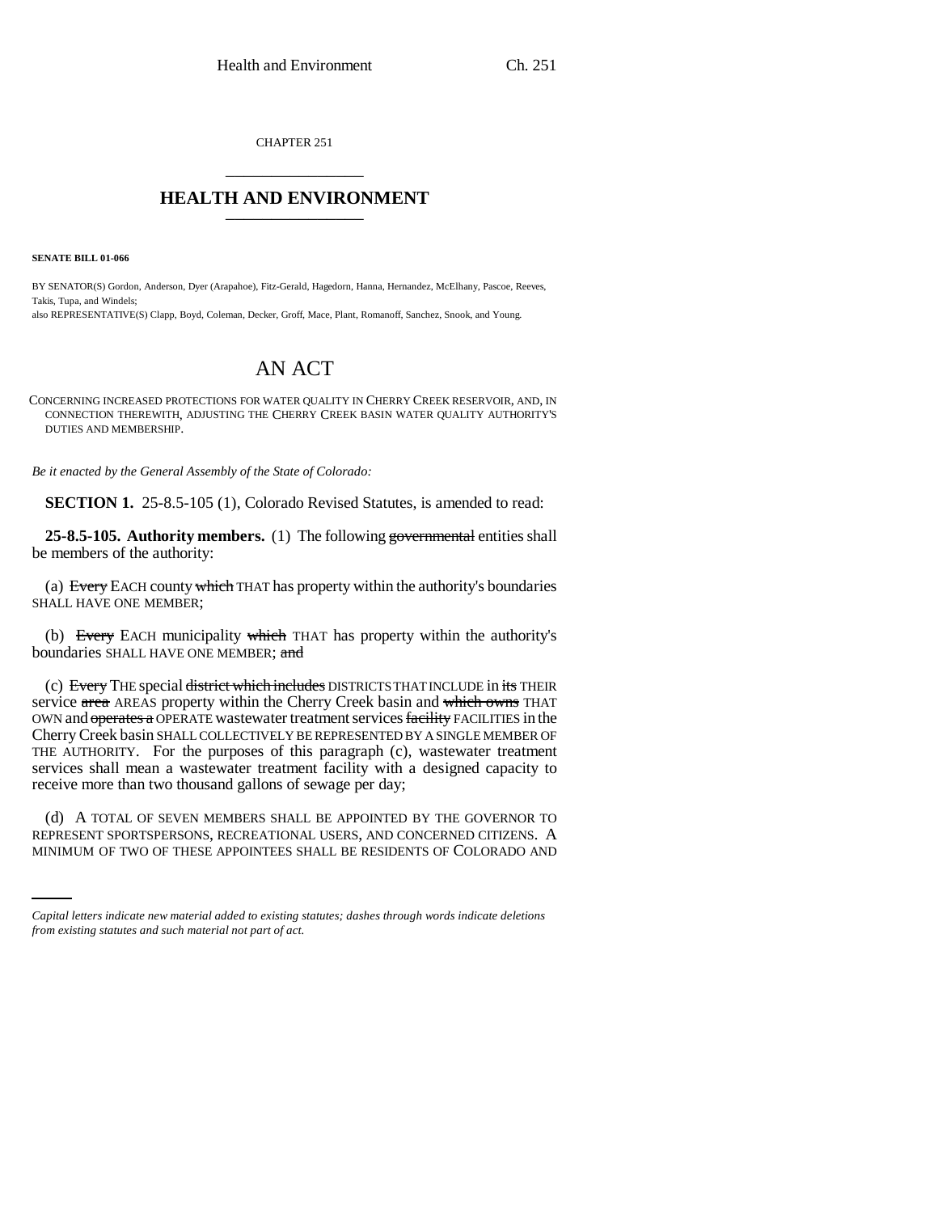CHAPTER 251

# HEALTH AND ENVIRONMENT

**SENATE BILL 01-066**

BY SENATOR(S) Gordon, Anderson, Dyer (Arapahoe), Fitz-Gerald, Hagedorn, Hanna, Hernandez, McElhany, Pascoe, Reeves, Takis, Tupa, and Windels;
also REPRESENTATIVE(S) Clapp, Boyd, Coleman, Decker, Groff, Mace, Plant, Romanoff, Sanchez, Snook, and Young.

# AN ACT

CONCERNING INCREASED PROTECTIONS FOR WATER QUALITY IN CHERRY CREEK RESERVOIR, AND, IN CONNECTION THEREWITH, ADJUSTING THE CHERRY CREEK BASIN WATER QUALITY AUTHORITY'S DUTIES AND MEMBERSHIP.

*Be it enacted by the General Assembly of the State of Colorado:*

**SECTION 1.** 25-8.5-105 (1), Colorado Revised Statutes, is amended to read:

**25-8.5-105. Authority members.** (1) The following ~~governmental~~ entities shall be members of the authority:

(a) ~~Every~~ EACH county ~~which~~ THAT has property within the authority's boundaries SHALL HAVE ONE MEMBER;

(b) ~~Every~~ EACH municipality ~~which~~ THAT has property within the authority's boundaries SHALL HAVE ONE MEMBER; ~~and~~

(c) ~~Every~~ THE special ~~district which includes~~ DISTRICTS THAT INCLUDE in ~~its~~ THEIR service ~~area~~ AREAS property within the Cherry Creek basin and ~~which owns~~ THAT OWN and ~~operates a~~ OPERATE wastewater treatment services ~~facility~~ FACILITIES in the Cherry Creek basin SHALL COLLECTIVELY BE REPRESENTED BY A SINGLE MEMBER OF THE AUTHORITY. For the purposes of this paragraph (c), wastewater treatment services shall mean a wastewater treatment facility with a designed capacity to receive more than two thousand gallons of sewage per day;

(d) A TOTAL OF SEVEN MEMBERS SHALL BE APPOINTED BY THE GOVERNOR TO REPRESENT SPORTSPERSONS, RECREATIONAL USERS, AND CONCERNED CITIZENS. A MINIMUM OF TWO OF THESE APPOINTEES SHALL BE RESIDENTS OF COLORADO AND

*Capital letters indicate new material added to existing statutes; dashes through words indicate deletions from existing statutes and such material not part of act.*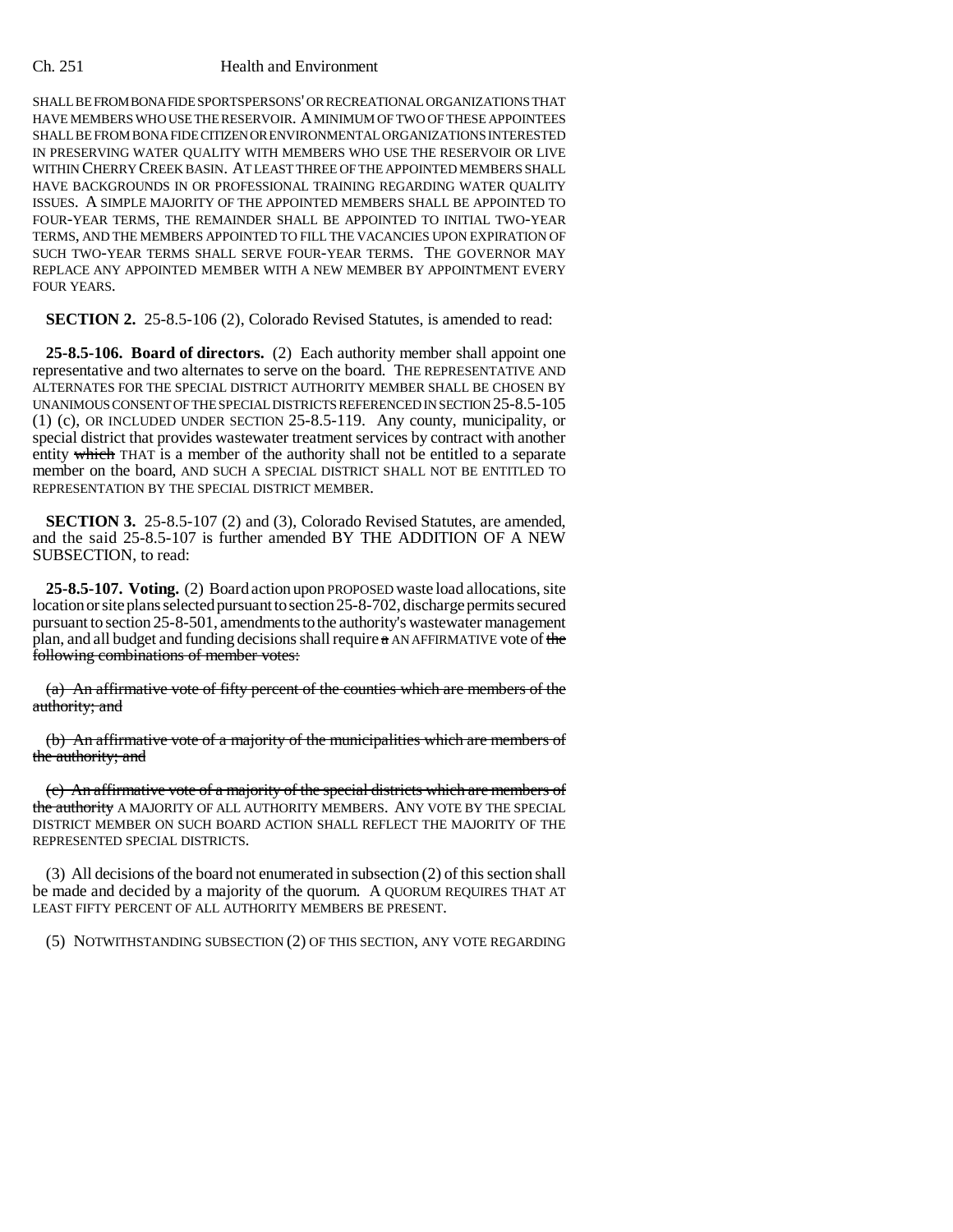SHALL BE FROM BONA FIDE SPORTSPERSONS' OR RECREATIONAL ORGANIZATIONS THAT HAVE MEMBERS WHO USE THE RESERVOIR. A MINIMUM OF TWO OF THESE APPOINTEES SHALL BE FROM BONA FIDE CITIZEN OR ENVIRONMENTAL ORGANIZATIONS INTERESTED IN PRESERVING WATER QUALITY WITH MEMBERS WHO USE THE RESERVOIR OR LIVE WITHIN CHERRY CREEK BASIN. AT LEAST THREE OF THE APPOINTED MEMBERS SHALL HAVE BACKGROUNDS IN OR PROFESSIONAL TRAINING REGARDING WATER QUALITY ISSUES. A SIMPLE MAJORITY OF THE APPOINTED MEMBERS SHALL BE APPOINTED TO FOUR-YEAR TERMS, THE REMAINDER SHALL BE APPOINTED TO INITIAL TWO-YEAR TERMS, AND THE MEMBERS APPOINTED TO FILL THE VACANCIES UPON EXPIRATION OF SUCH TWO-YEAR TERMS SHALL SERVE FOUR-YEAR TERMS. THE GOVERNOR MAY REPLACE ANY APPOINTED MEMBER WITH A NEW MEMBER BY APPOINTMENT EVERY FOUR YEARS.

**SECTION 2.** 25-8.5-106 (2), Colorado Revised Statutes, is amended to read:

**25-8.5-106. Board of directors.** (2) Each authority member shall appoint one representative and two alternates to serve on the board. THE REPRESENTATIVE AND ALTERNATES FOR THE SPECIAL DISTRICT AUTHORITY MEMBER SHALL BE CHOSEN BY UNANIMOUS CONSENT OF THE SPECIAL DISTRICTS REFERENCED IN SECTION 25-8.5-105 (1) (c), OR INCLUDED UNDER SECTION 25-8.5-119. Any county, municipality, or special district that provides wastewater treatment services by contract with another entity ~~which~~ THAT is a member of the authority shall not be entitled to a separate member on the board, AND SUCH A SPECIAL DISTRICT SHALL NOT BE ENTITLED TO REPRESENTATION BY THE SPECIAL DISTRICT MEMBER.

**SECTION 3.** 25-8.5-107 (2) and (3), Colorado Revised Statutes, are amended, and the said 25-8.5-107 is further amended BY THE ADDITION OF A NEW SUBSECTION, to read:

**25-8.5-107. Voting.** (2) Board action upon PROPOSED waste load allocations, site location or site plans selected pursuant to section 25-8-702, discharge permits secured pursuant to section 25-8-501, amendments to the authority's wastewater management plan, and all budget and funding decisions shall require ~~a~~ AN AFFIRMATIVE vote of ~~the following combinations of member votes:~~

~~(a) An affirmative vote of fifty percent of the counties which are members of the authority; and~~

~~(b) An affirmative vote of a majority of the municipalities which are members of the authority; and~~

~~(c) An affirmative vote of a majority of the special districts which are members of the authority~~ A MAJORITY OF ALL AUTHORITY MEMBERS. ANY VOTE BY THE SPECIAL DISTRICT MEMBER ON SUCH BOARD ACTION SHALL REFLECT THE MAJORITY OF THE REPRESENTED SPECIAL DISTRICTS.

(3) All decisions of the board not enumerated in subsection (2) of this section shall be made and decided by a majority of the quorum. A QUORUM REQUIRES THAT AT LEAST FIFTY PERCENT OF ALL AUTHORITY MEMBERS BE PRESENT.

(5) NOTWITHSTANDING SUBSECTION (2) OF THIS SECTION, ANY VOTE REGARDING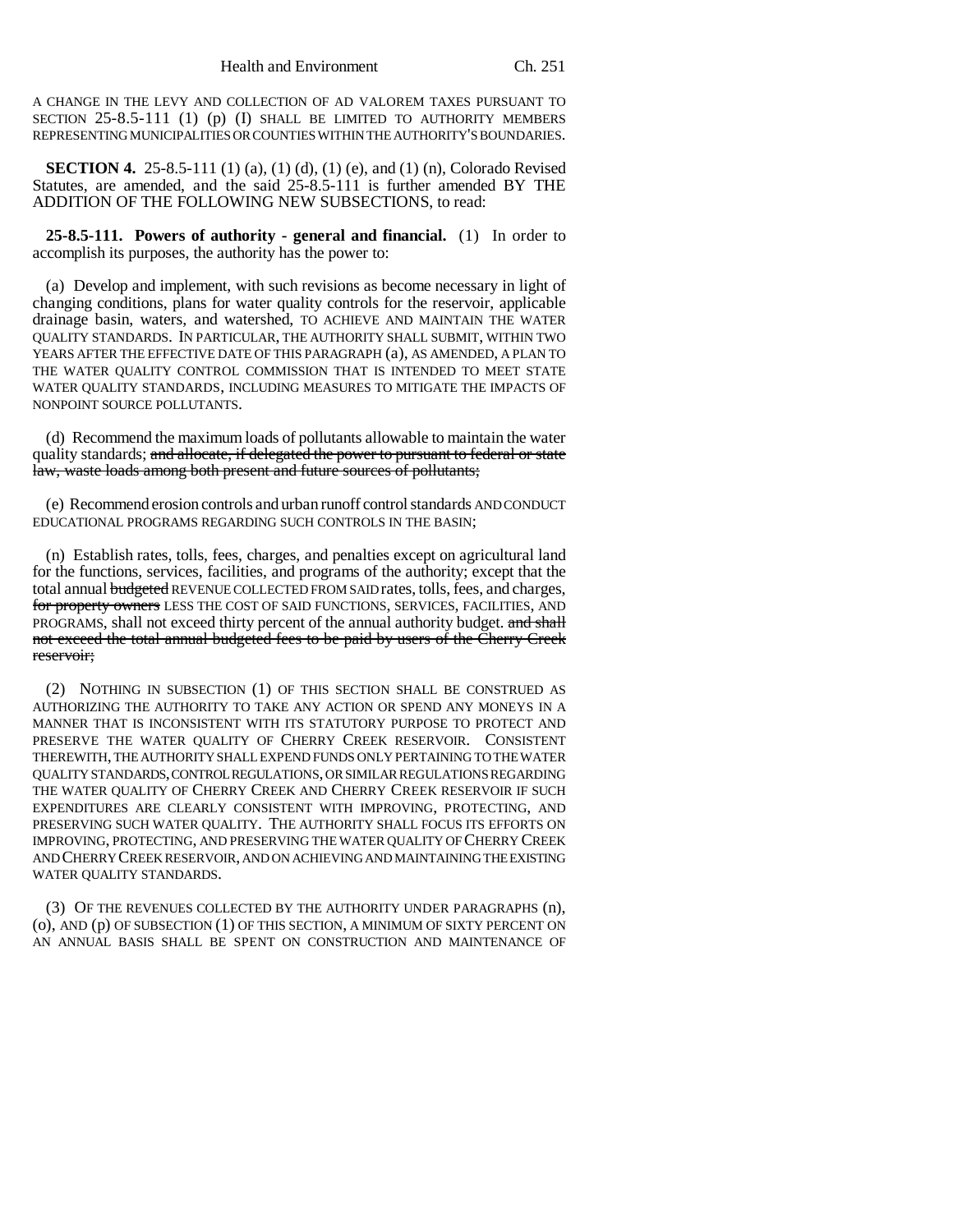A CHANGE IN THE LEVY AND COLLECTION OF AD VALOREM TAXES PURSUANT TO SECTION 25-8.5-111 (1) (p) (I) SHALL BE LIMITED TO AUTHORITY MEMBERS REPRESENTING MUNICIPALITIES OR COUNTIES WITHIN THE AUTHORITY'S BOUNDARIES.

**SECTION 4.** 25-8.5-111 (1) (a), (1) (d), (1) (e), and (1) (n), Colorado Revised Statutes, are amended, and the said 25-8.5-111 is further amended BY THE ADDITION OF THE FOLLOWING NEW SUBSECTIONS, to read:

**25-8.5-111. Powers of authority - general and financial.** (1) In order to accomplish its purposes, the authority has the power to:

(a) Develop and implement, with such revisions as become necessary in light of changing conditions, plans for water quality controls for the reservoir, applicable drainage basin, waters, and watershed, TO ACHIEVE AND MAINTAIN THE WATER QUALITY STANDARDS. IN PARTICULAR, THE AUTHORITY SHALL SUBMIT, WITHIN TWO YEARS AFTER THE EFFECTIVE DATE OF THIS PARAGRAPH (a), AS AMENDED, A PLAN TO THE WATER QUALITY CONTROL COMMISSION THAT IS INTENDED TO MEET STATE WATER QUALITY STANDARDS, INCLUDING MEASURES TO MITIGATE THE IMPACTS OF NONPOINT SOURCE POLLUTANTS.

(d) Recommend the maximum loads of pollutants allowable to maintain the water quality standards; ~~and allocate, if delegated the power to pursuant to federal or state law, waste loads among both present and future sources of pollutants;~~

(e) Recommend erosion controls and urban runoff control standards AND CONDUCT EDUCATIONAL PROGRAMS REGARDING SUCH CONTROLS IN THE BASIN;

(n) Establish rates, tolls, fees, charges, and penalties except on agricultural land for the functions, services, facilities, and programs of the authority; except that the total annual ~~budgeted~~ REVENUE COLLECTED FROM SAID rates, tolls, fees, and charges, ~~for property owners~~ LESS THE COST OF SAID FUNCTIONS, SERVICES, FACILITIES, AND PROGRAMS, shall not exceed thirty percent of the annual authority budget. ~~and shall not exceed the total annual budgeted fees to be paid by users of the Cherry Creek reservoir;~~

(2) NOTHING IN SUBSECTION (1) OF THIS SECTION SHALL BE CONSTRUED AS AUTHORIZING THE AUTHORITY TO TAKE ANY ACTION OR SPEND ANY MONEYS IN A MANNER THAT IS INCONSISTENT WITH ITS STATUTORY PURPOSE TO PROTECT AND PRESERVE THE WATER QUALITY OF CHERRY CREEK RESERVOIR. CONSISTENT THEREWITH, THE AUTHORITY SHALL EXPEND FUNDS ONLY PERTAINING TO THE WATER QUALITY STANDARDS, CONTROL REGULATIONS, OR SIMILAR REGULATIONS REGARDING THE WATER QUALITY OF CHERRY CREEK AND CHERRY CREEK RESERVOIR IF SUCH EXPENDITURES ARE CLEARLY CONSISTENT WITH IMPROVING, PROTECTING, AND PRESERVING SUCH WATER QUALITY. THE AUTHORITY SHALL FOCUS ITS EFFORTS ON IMPROVING, PROTECTING, AND PRESERVING THE WATER QUALITY OF CHERRY CREEK AND CHERRY CREEK RESERVOIR, AND ON ACHIEVING AND MAINTAINING THE EXISTING WATER QUALITY STANDARDS.

(3) OF THE REVENUES COLLECTED BY THE AUTHORITY UNDER PARAGRAPHS (n), (o), AND (p) OF SUBSECTION (1) OF THIS SECTION, A MINIMUM OF SIXTY PERCENT ON AN ANNUAL BASIS SHALL BE SPENT ON CONSTRUCTION AND MAINTENANCE OF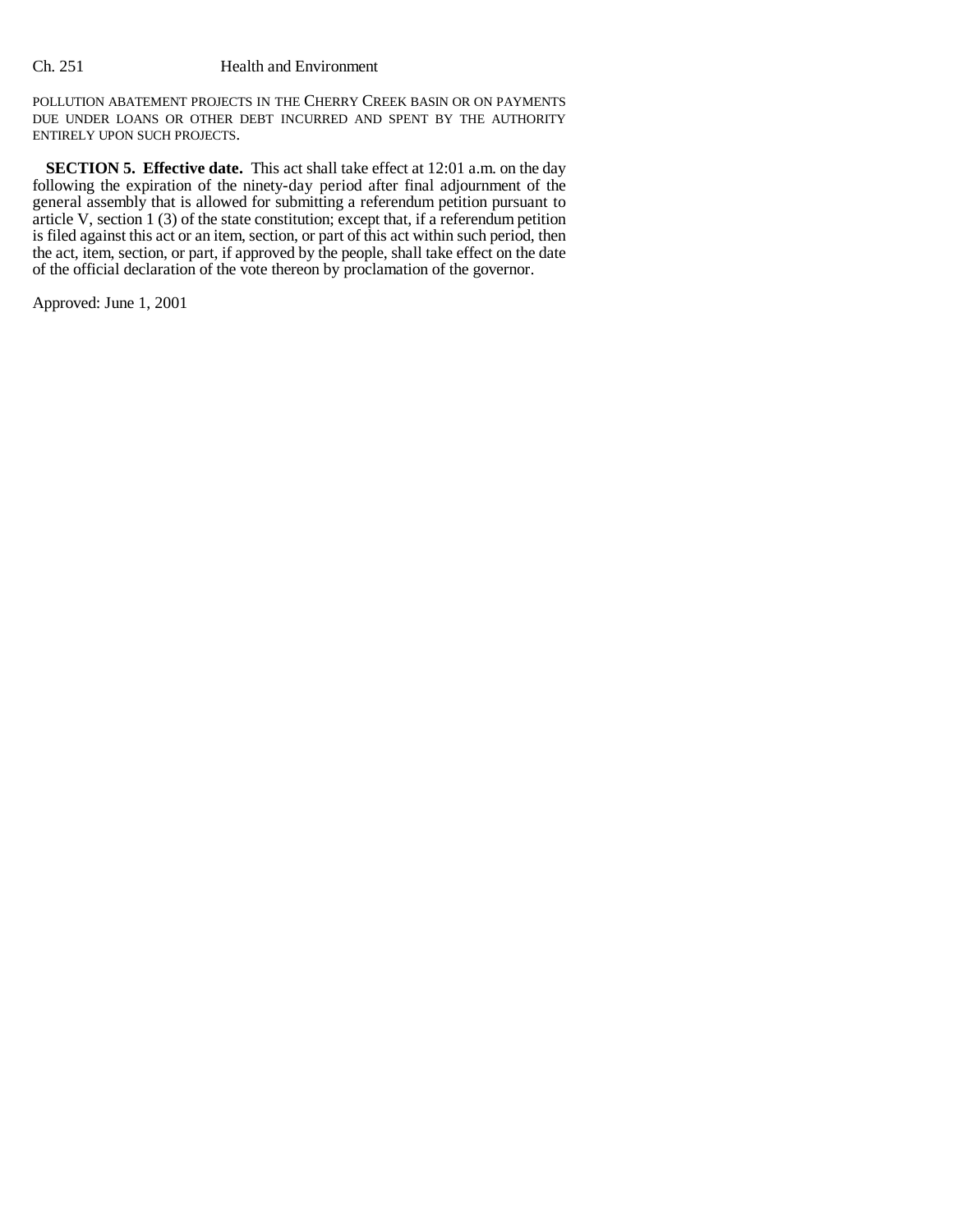POLLUTION ABATEMENT PROJECTS IN THE CHERRY CREEK BASIN OR ON PAYMENTS DUE UNDER LOANS OR OTHER DEBT INCURRED AND SPENT BY THE AUTHORITY ENTIRELY UPON SUCH PROJECTS.

**SECTION 5. Effective date.** This act shall take effect at 12:01 a.m. on the day following the expiration of the ninety-day period after final adjournment of the general assembly that is allowed for submitting a referendum petition pursuant to article V, section 1 (3) of the state constitution; except that, if a referendum petition is filed against this act or an item, section, or part of this act within such period, then the act, item, section, or part, if approved by the people, shall take effect on the date of the official declaration of the vote thereon by proclamation of the governor.

Approved: June 1, 2001